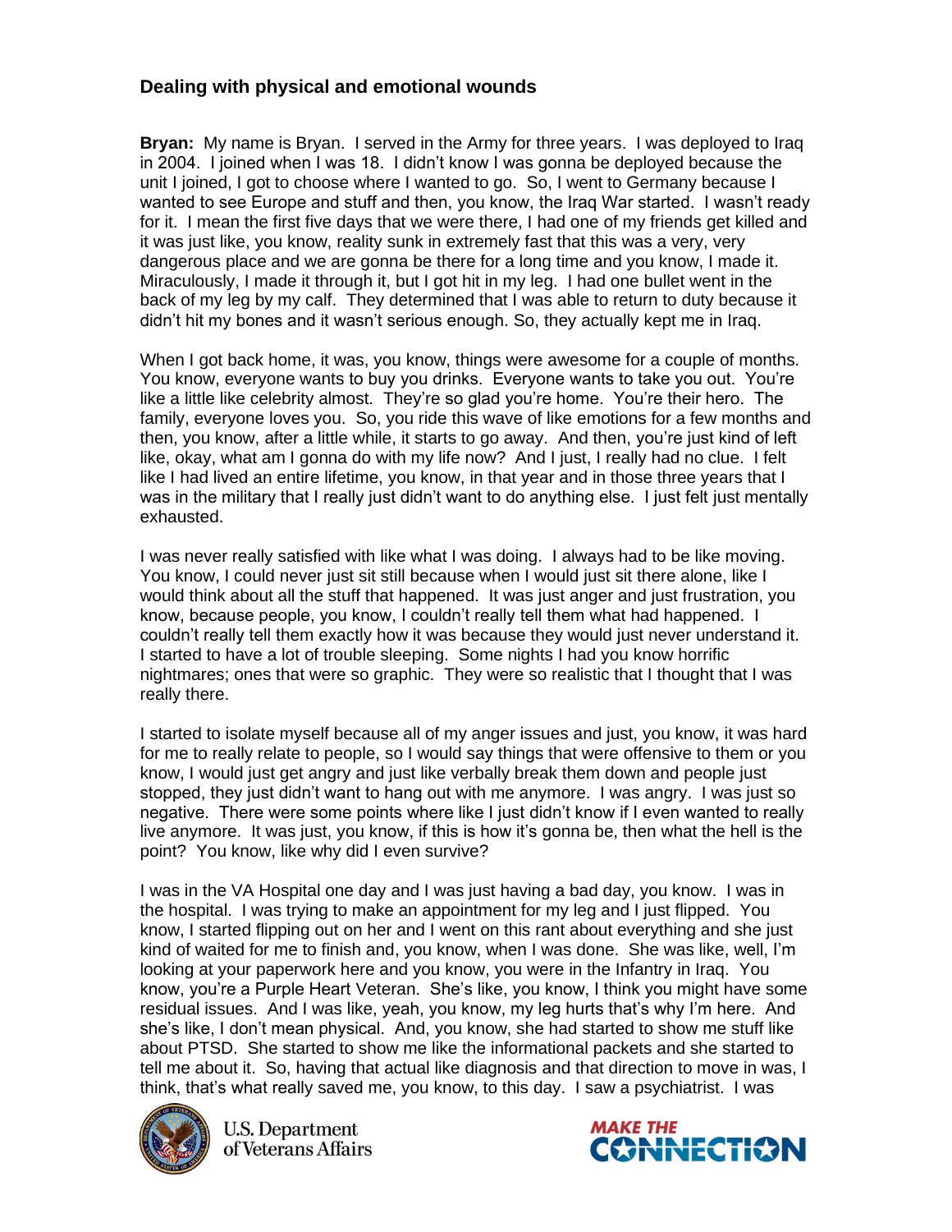### Dealing with physical and emotional wounds

**Bryan:** My name is Bryan. I served in the Army for three years. I was deployed to Iraq in 2004. I joined when I was 18. I didn't know I was gonna be deployed because the unit I joined, I got to choose where I wanted to go. So, I went to Germany because I wanted to see Europe and stuff and then, you know, the Iraq War started. I wasn't ready for it. I mean the first five days that we were there, I had one of my friends get killed and it was just like, you know, reality sunk in extremely fast that this was a very, very dangerous place and we are gonna be there for a long time and you know, I made it. Miraculously, I made it through it, but I got hit in my leg. I had one bullet went in the back of my leg by my calf. They determined that I was able to return to duty because it didn't hit my bones and it wasn't serious enough. So, they actually kept me in Iraq.

When I got back home, it was, you know, things were awesome for a couple of months. You know, everyone wants to buy you drinks. Everyone wants to take you out. You're like a little like celebrity almost. They're so glad you're home. You're their hero. The family, everyone loves you. So, you ride this wave of like emotions for a few months and then, you know, after a little while, it starts to go away. And then, you're just kind of left like, okay, what am I gonna do with my life now? And I just, I really had no clue. I felt like I had lived an entire lifetime, you know, in that year and in those three years that I was in the military that I really just didn't want to do anything else. I just felt just mentally exhausted.

I was never really satisfied with like what I was doing. I always had to be like moving. You know, I could never just sit still because when I would just sit there alone, like I would think about all the stuff that happened. It was just anger and just frustration, you know, because people, you know, I couldn't really tell them what had happened. I couldn't really tell them exactly how it was because they would just never understand it. I started to have a lot of trouble sleeping. Some nights I had you know horrific nightmares; ones that were so graphic. They were so realistic that I thought that I was really there.

I started to isolate myself because all of my anger issues and just, you know, it was hard for me to really relate to people, so I would say things that were offensive to them or you know, I would just get angry and just like verbally break them down and people just stopped, they just didn't want to hang out with me anymore. I was angry. I was just so negative. There were some points where like I just didn't know if I even wanted to really live anymore. It was just, you know, if this is how it's gonna be, then what the hell is the point? You know, like why did I even survive?

I was in the VA Hospital one day and I was just having a bad day, you know. I was in the hospital. I was trying to make an appointment for my leg and I just flipped. You know, I started flipping out on her and I went on this rant about everything and she just kind of waited for me to finish and, you know, when I was done. She was like, well, I'm looking at your paperwork here and you know, you were in the Infantry in Iraq. You know, you're a Purple Heart Veteran. She's like, you know, I think you might have some residual issues. And I was like, yeah, you know, my leg hurts that's why I'm here. And she's like, I don't mean physical. And, you know, she had started to show me stuff like about PTSD. She started to show me like the informational packets and she started to tell me about it. So, having that actual like diagnosis and that direction to move in was, I think, that's what really saved me, you know, to this day. I saw a psychiatrist. I was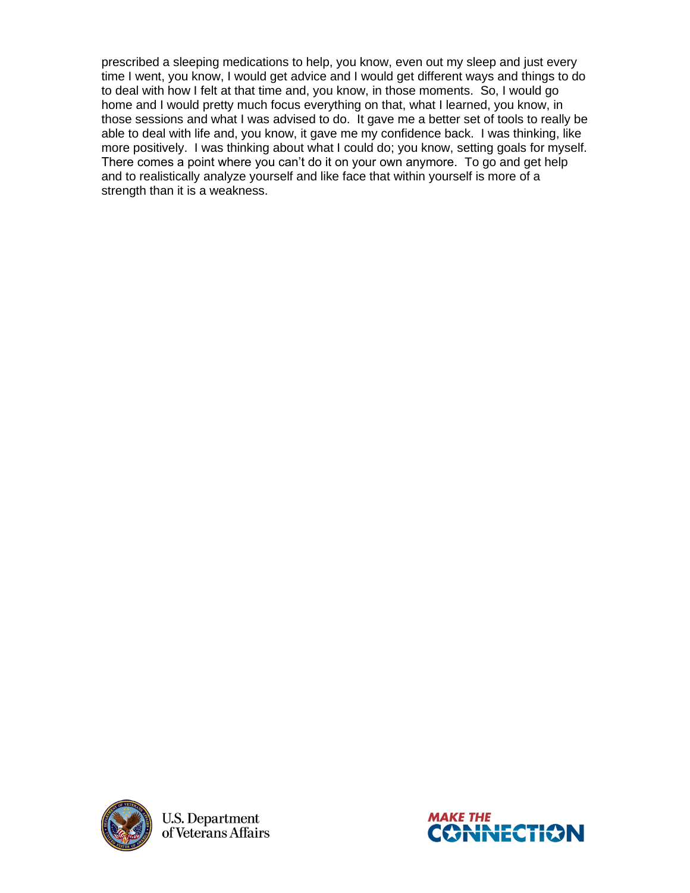prescribed a sleeping medications to help, you know, even out my sleep and just every time I went, you know, I would get advice and I would get different ways and things to do to deal with how I felt at that time and, you know, in those moments. So, I would go home and I would pretty much focus everything on that, what I learned, you know, in those sessions and what I was advised to do. It gave me a better set of tools to really be able to deal with life and, you know, it gave me my confidence back. I was thinking, like more positively. I was thinking about what I could do; you know, setting goals for myself. There comes a point where you can't do it on your own anymore. To go and get help and to realistically analyze yourself and like face that within yourself is more of a strength than it is a weakness.